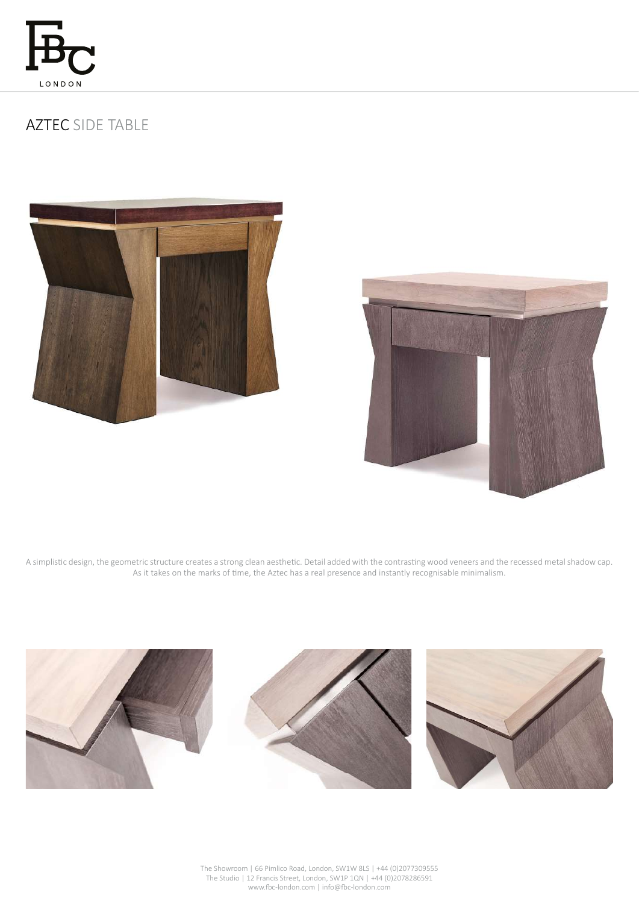# AZTEC SIDE TABLE

A simplistic design, the geometric structure creates a strong clean aesthetic. Detail added with the contrasting wood veneers and the recessed metal shadow cap. As it takes on the marks of time, the Aztec has a real presence and instantly recognisable minimalism.

The Showroom | 66 Pimlico Road, London, SW1W 8LS | +44 (0)2077309555
The Studio | 12 Francis Street, London, SW1P 1QN | +44 (0)2078286591
www.fbc-london.com | info@fbc-london.com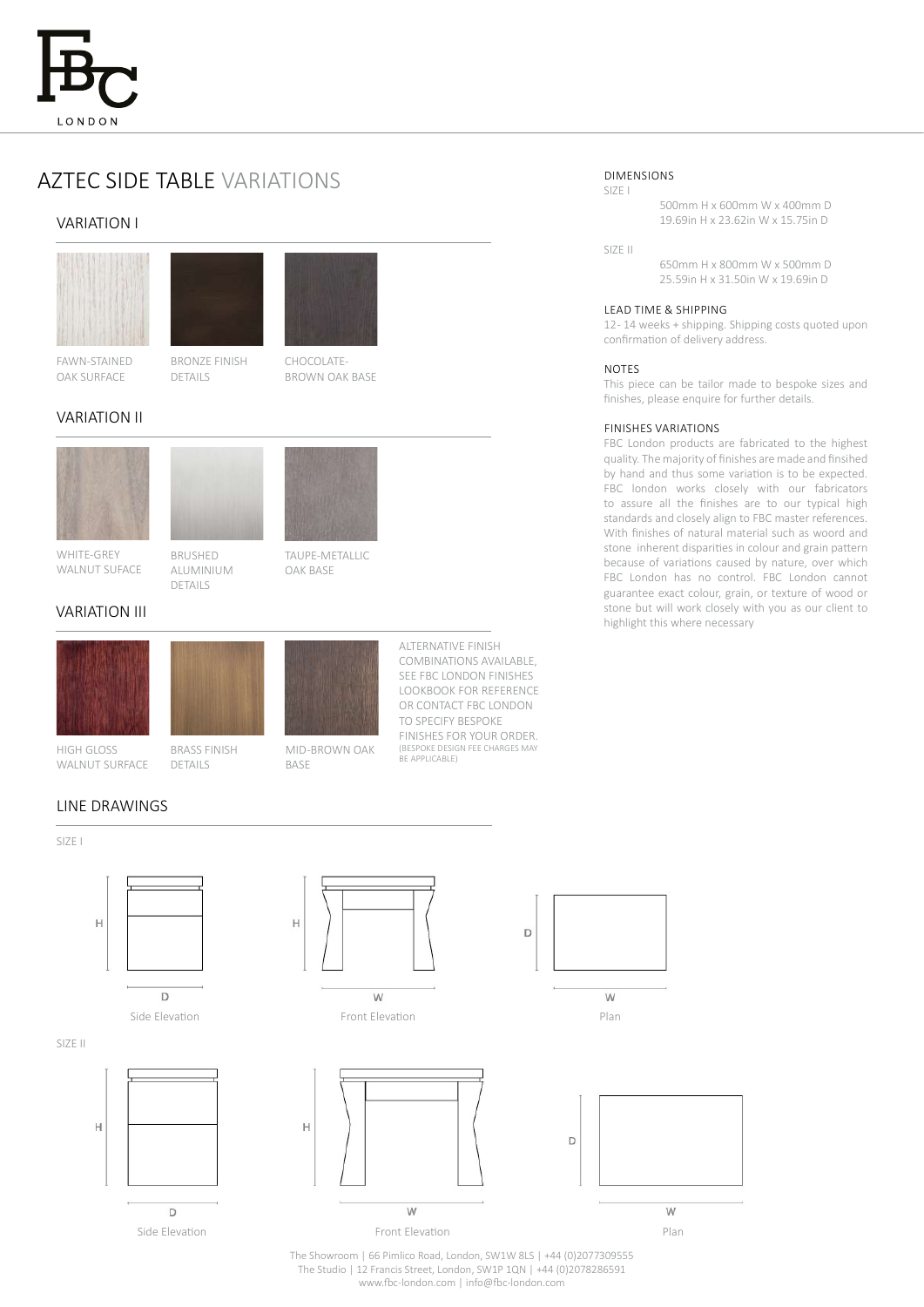# AZTEC SIDE TABLE VARIATIONS

## VARIATION I

FAWN-STAINED OAK SURFACE

BRONZE FINISH DETAILS

CHOCOLATE-BROWN OAK BASE

## VARIATION II

WHITE-GREY WALNUT SUFACE

BRUSHED ALUMINIUM DETAILS

TAUPE-METALLIC OAK BASE

## VARIATION III

HIGH GLOSS WALNUT SURFACE

BRASS FINISH DETAILS

MID-BROWN OAK BASE

ALTERNATIVE FINISH COMBINATIONS AVAILABLE, SEE FBC LONDON FINISHES LOOKBOOK FOR REFERENCE OR CONTACT FBC LONDON TO SPECIFY BESPOKE FINISHES FOR YOUR ORDER.
(BESPOKE DESIGN FEE CHARGES MAY BE APPLICABLE)

## LINE DRAWINGS

SIZE I

H D Side Elevation

H W Front Elevation

D W Plan

SIZE II

H D Side Elevation

H W Front Elevation

D W Plan

### DIMENSIONS

SIZE I

500mm H x 600mm W x 400mm D
19.69in H x 23.62in W x 15.75in D

SIZE II

650mm H x 800mm W x 500mm D
25.59in H x 31.50in W x 19.69in D

### LEAD TIME & SHIPPING

12- 14 weeks + shipping. Shipping costs quoted upon confirmation of delivery address.

### NOTES

This piece can be tailor made to bespoke sizes and finishes, please enquire for further details.

### FINISHES VARIATIONS

FBC London products are fabricated to the highest quality. The majority of finishes are made and finsihed by hand and thus some variation is to be expected. FBC london works closely with our fabricators to assure all the finishes are to our typical high standards and closely align to FBC master references. With finishes of natural material such as woord and stone inherent disparities in colour and grain pattern because of variations caused by nature, over which FBC London has no control. FBC London cannot guarantee exact colour, grain, or texture of wood or stone but will work closely with you as our client to highlight this where necessary

The Showroom | 66 Pimlico Road, London, SW1W 8LS | +44 (0)2077309555
The Studio | 12 Francis Street, London, SW1P 1QN | +44 (0)2078286591
www.fbc-london.com | info@fbc-london.com